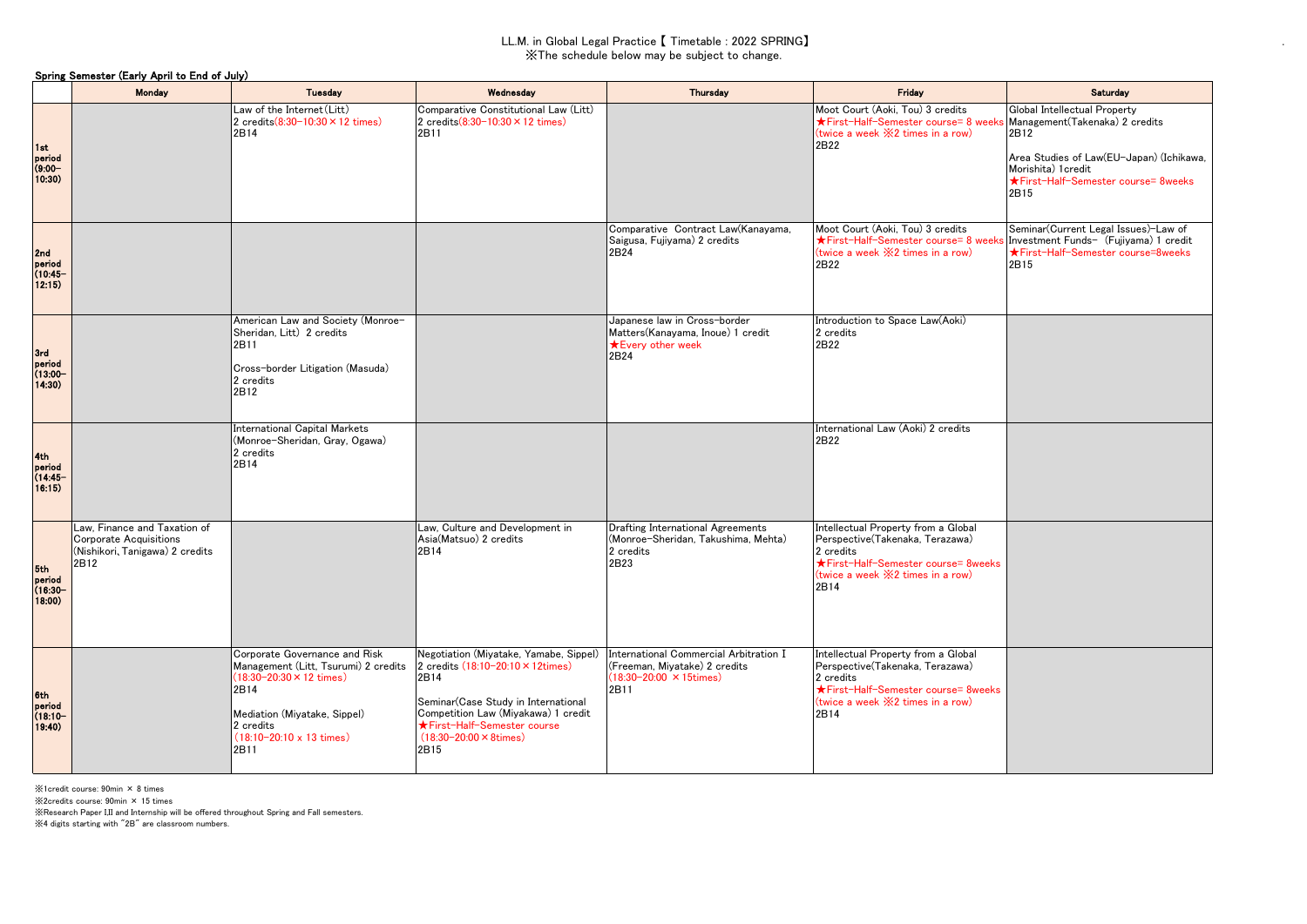LL.M. in Global Legal Practice【 Timetable : 2022 SPRING】

※The schedule below may be subject to change.

**Spring Semester (Early April to End of July)**

| | Monday | Tuesday | Wednesday | Thursday | Friday | Saturday |
|---|---|---|---|---|---|---|
| 1st period (9:00–10:30) | | Law of the Internet(Litt) 2 credits(8:30–10:30×12 times) 2B14 | Comparative Constitutional Law (Litt) 2 credits(8:30–10:30×12 times) 2B11 | | Moot Court (Aoki, Tou) 3 credits ★First-Half-Semester course= 8 weeks (twice a week ※2 times in a row) 2B22 | Global Intellectual Property Management(Takenaka) 2 credits 2B12<br><br>Area Studies of Law(EU-Japan) (Ichikawa, Morishita) 1credit ★First-Half-Semester course= 8weeks 2B15 |
| 2nd period (10:45–12:15) | | | | Comparative Contract Law(Kanayama, Saigusa, Fujiyama) 2 credits 2B24 | Moot Court (Aoki, Tou) 3 credits ★First-Half-Semester course= 8 weeks (twice a week ※2 times in a row) 2B22 | Seminar(Current Legal Issues)–Law of Investment Funds– (Fujiyama) 1 credit ★First-Half-Semester course=8weeks 2B15 |
| 3rd period (13:00–14:30) | | American Law and Society (Monroe-Sheridan, Litt) 2 credits 2B11<br><br>Cross-border Litigation (Masuda) 2 credits 2B12 | | Japanese law in Cross-border Matters(Kanayama, Inoue) 1 credit ★Every other week 2B24 | Introduction to Space Law(Aoki) 2 credits 2B22 | |
| 4th period (14:45–16:15) | | International Capital Markets (Monroe-Sheridan, Gray, Ogawa) 2 credits 2B14 | | | International Law (Aoki) 2 credits 2B22 | |
| 5th period (16:30–18:00) | Law, Finance and Taxation of Corporate Acquisitions (Nishikori, Tanigawa) 2 credits 2B12 | | Law, Culture and Development in Asia(Matsuo) 2 credits 2B14 | Drafting International Agreements (Monroe-Sheridan, Takushima, Mehta) 2 credits 2B23 | Intellectual Property from a Global Perspective(Takenaka, Terazawa) 2 credits ★First-Half-Semester course= 8weeks (twice a week ※2 times in a row) 2B14 | |
| 6th period (18:10–19:40) | | Corporate Governance and Risk Management (Litt, Tsurumi) 2 credits (18:30–20:30×12 times) 2B14<br><br>Mediation (Miyatake, Sippel) 2 credits (18:10–20:10 x 13 times) 2B11 | Negotiation (Miyatake, Yamabe, Sippel) 2 credits (18:10–20:10×12times) 2B14<br><br>Seminar(Case Study in International Competition Law (Miyakawa) 1 credit ★First-Half-Semester course (18:30–20:00×8times) 2B15 | International Commercial Arbitration I (Freeman, Miyatake) 2 credits (18:30–20:00 ×15times) 2B11 | Intellectual Property from a Global Perspective(Takenaka, Terazawa) 2 credits ★First-Half-Semester course= 8weeks (twice a week ※2 times in a row) 2B14 | |

※1credit course: 90min × 8 times

※2credits course: 90min × 15 times

※Research Paper I,II and Internship will be offered throughout Spring and Fall semesters.

※4 digits starting with "2B" are classroom numbers.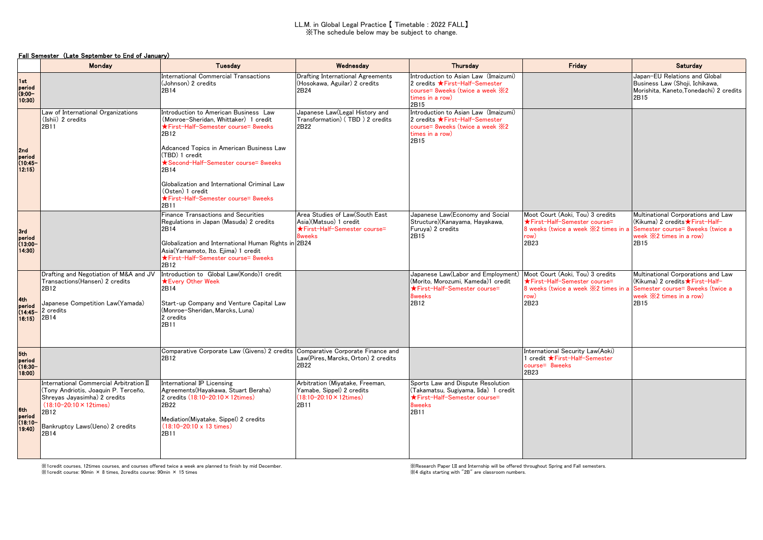LL.M. in Global Legal Practice【 Timetable : 2022 FALL】
※The schedule below may be subject to change.

**Fall Semester (Late September to End of January)**

| | Monday | Tuesday | Wednesday | Thursday | Friday | Saturday |
|---|---|---|---|---|---|---|
| **1st period (9:00–10:30)** | | International Commercial Transactions (Johnson) 2 credits 2B14 | Drafting International Agreements (Hosokawa, Aguilar) 2 credits 2B24 | Introduction to Asian Law (Imaizumi) 2 credits ★First-Half-Semester course= 8weeks (twice a week ※2 times in a row) 2B15 | | Japan-EU Relations and Global Business Law (Shoji, Ichikawa, Morishita, Kaneto,Tonedachi) 2 credits 2B15 |
| **2nd period (10:45–12:15)** | Law of International Organizations (Ishii) 2 credits 2B11 | Introduction to American Business Law (Monroe-Sheridan, Whittaker) 1 credit ★First-Half-Semester course= 8weeks 2B12<br><br>Adcanced Topics in American Business Law (TBD) 1 credit ★Second-Half-Semester course= 8weeks 2B14<br><br>Globalization and International Criminal Law (Osten) 1 credit ★First-Half-Semester course= 8weeks 2B11 | Japanese Law(Legal History and Transformation) ( TBD ) 2 credits 2B22 | Introduction to Asian Law (Imaizumi) 2 credits ★First-Half-Semester course= 8weeks (twice a week ※2 times in a row) 2B15 | | |
| **3rd period (13:00–14:30)** | | Finance Transactions and Securities Regulations in Japan (Masuda) 2 credits 2B14<br><br>Globalization and International Human Rights in Asia(Yamamoto, Ito. Ejima) 1 credit ★First-Half-Semester course= 8weeks 2B12 | Area Studies of Law(South East Asia)(Matsuo) 1 credit ★First-Half-Semester course= 8weeks 2B24 | Japanese Law(Economy and Social Structure)(Kanayama, Hayakawa, Furuya) 2 credits 2B15 | Moot Court (Aoki, Tou) 3 credits ★First-Half-Semester course= 8 weeks (twice a week ※2 times in a row) 2B23 | Multinational Corporations and Law (Kikuma) 2 credits★First-Half-Semester course= 8weeks (twice a week ※2 times in a row) 2B15 |
| **4th period (14:45–16:15)** | Drafting and Negotiation of M&A and JV Transactions(Hansen) 2 credits 2B12<br><br>Japanese Competition Law(Yamada) 2 credits 2B14 | Introduction to Global Law(Kondo)1 credit ★Every Other Week 2B14<br><br>Start-up Company and Venture Capital Law (Monroe-Sheridan, Marcks, Luna) 2 credits 2B11 | | Japanese Law(Labor and Employment) (Morito, Morozumi, Kameda)1 credit ★First-Half-Semester course= 8weeks 2B12 | Moot Court (Aoki, Tou) 3 credits ★First-Half-Semester course= 8 weeks (twice a week ※2 times in a row) 2B23 | Multinational Corporations and Law (Kikuma) 2 credits★First-Half-Semester course= 8weeks (twice a week ※2 times in a row) 2B15 |
| **5th period (16:30–18:00)** | | Comparative Corporate Law (Givens) 2 credits 2B12 | Comparative Corporate Finance and Law(Pires, Marcks, Orton) 2 credits 2B22 | | International Security Law(Aoki) 1 credit ★First-Half-Semester course= 8weeks 2B23 | |
| **6th period (18:10–19:40)** | International Commercial Arbitration Ⅱ (Tony Andriotis, Joaquin P. Terceño, Shreyas Jayasimha) 2 credits (18:10-20:10×12times) 2B12<br><br>Bankruptcy Laws(Ueno) 2 credits 2B14 | International IP Licensing Agreements(Hayakawa, Stuart Beraha) 2 credits (18:10-20:10×12times) 2B22<br><br>Mediation(Miyatake, Sippel) 2 credits (18:10-20:10 x 13 times) 2B11 | Arbitration (Miyatake, Freeman, Yamabe, Sippel) 2 credits (18:10-20:10×12times) 2B11 | Sports Law and Dispute Resolution (Takamatsu, Sugiyama, Iida) 1 credit ★First-Half-Semester course= 8weeks 2B11 | | |

※1credit courses, 12times courses, and courses offered twice a week are planned to finish by mid December.
※1credit course: 90min × 8 times, 2credits course: 90min × 15 times

※Research Paper I,II and Internship will be offered throughout Spring and Fall semesters.
※4 digits starting with "2B" are classroom numbers.